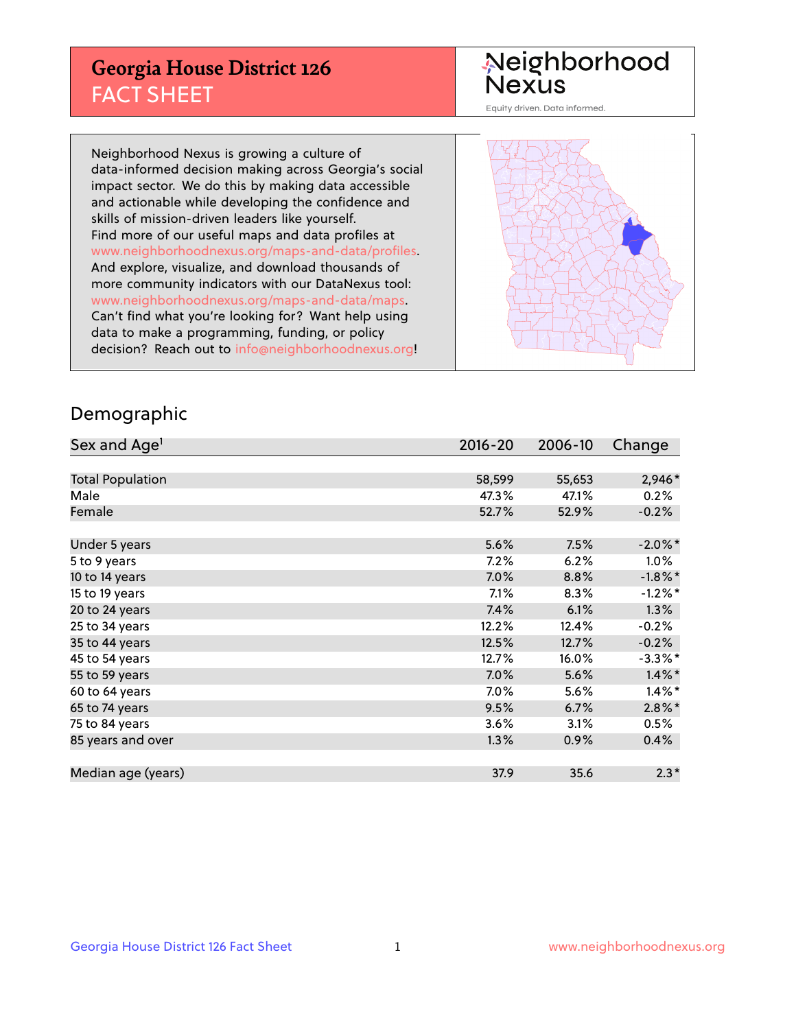# Georgia House District 126
## FACT SHEET

Neighborhood Nexus
Equity driven. Data informed.

Neighborhood Nexus is growing a culture of data-informed decision making across Georgia's social impact sector. We do this by making data accessible and actionable while developing the confidence and skills of mission-driven leaders like yourself. Find more of our useful maps and data profiles at www.neighborhoodnexus.org/maps-and-data/profiles. And explore, visualize, and download thousands of more community indicators with our DataNexus tool: www.neighborhoodnexus.org/maps-and-data/maps. Can't find what you're looking for? Want help using data to make a programming, funding, or policy decision? Reach out to info@neighborhoodnexus.org!

## Demographic

| Sex and Age[1] | 2016-20 | 2006-10 | Change |
|---|---|---|---|
| Total Population | 58,599 | 55,653 | 2,946* |
| Male | 47.3% | 47.1% | 0.2% |
| Female | 52.7% | 52.9% | -0.2% |
| Under 5 years | 5.6% | 7.5% | -2.0%* |
| 5 to 9 years | 7.2% | 6.2% | 1.0% |
| 10 to 14 years | 7.0% | 8.8% | -1.8%* |
| 15 to 19 years | 7.1% | 8.3% | -1.2%* |
| 20 to 24 years | 7.4% | 6.1% | 1.3% |
| 25 to 34 years | 12.2% | 12.4% | -0.2% |
| 35 to 44 years | 12.5% | 12.7% | -0.2% |
| 45 to 54 years | 12.7% | 16.0% | -3.3%* |
| 55 to 59 years | 7.0% | 5.6% | 1.4%* |
| 60 to 64 years | 7.0% | 5.6% | 1.4%* |
| 65 to 74 years | 9.5% | 6.7% | 2.8%* |
| 75 to 84 years | 3.6% | 3.1% | 0.5% |
| 85 years and over | 1.3% | 0.9% | 0.4% |
| Median age (years) | 37.9 | 35.6 | 2.3* |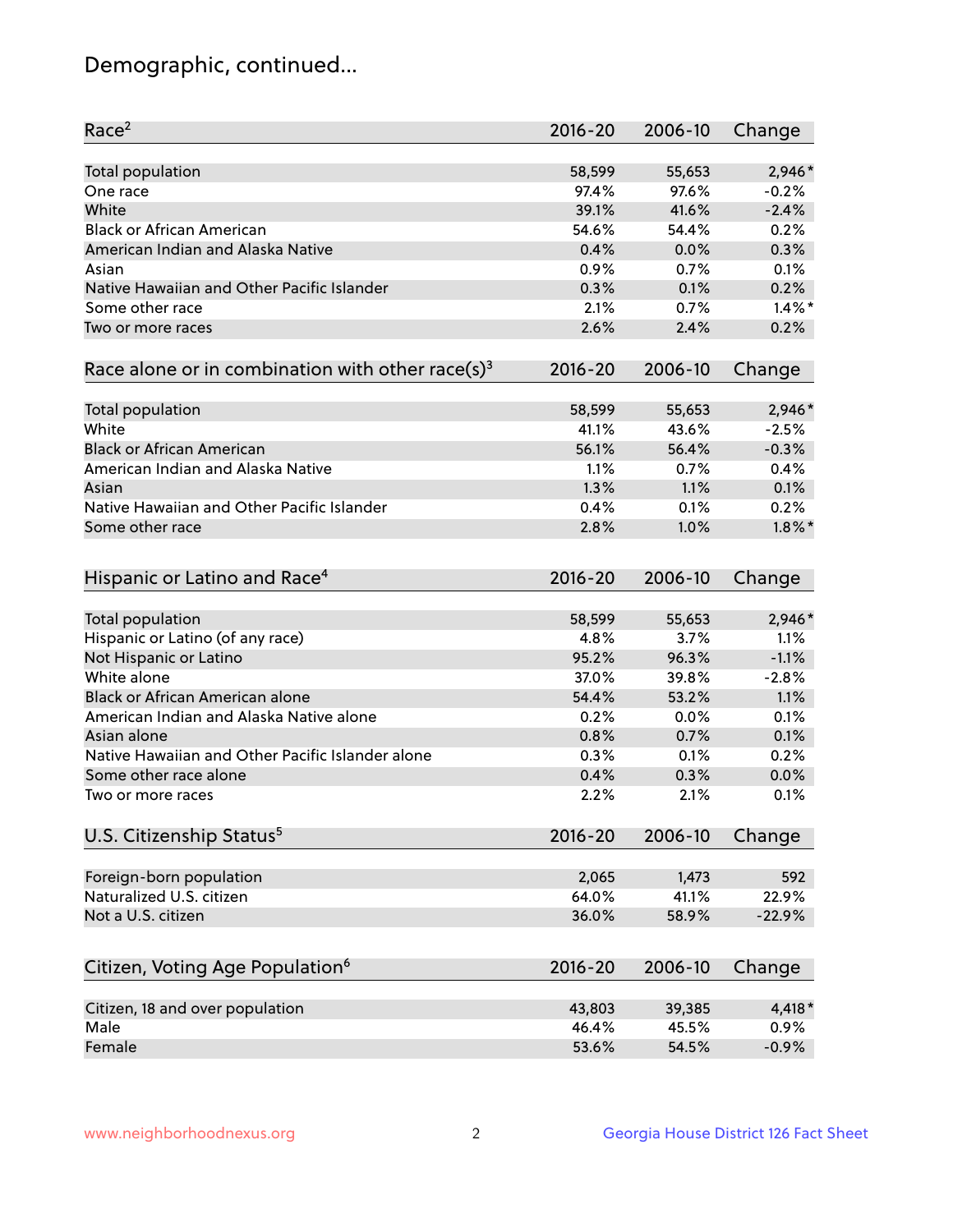# Demographic, continued...

| Race[2] | 2016-20 | 2006-10 | Change |
|---|---|---|---|
| Total population | 58,599 | 55,653 | 2,946* |
| One race | 97.4% | 97.6% | -0.2% |
| White | 39.1% | 41.6% | -2.4% |
| Black or African American | 54.6% | 54.4% | 0.2% |
| American Indian and Alaska Native | 0.4% | 0.0% | 0.3% |
| Asian | 0.9% | 0.7% | 0.1% |
| Native Hawaiian and Other Pacific Islander | 0.3% | 0.1% | 0.2% |
| Some other race | 2.1% | 0.7% | 1.4%* |
| Two or more races | 2.6% | 2.4% | 0.2% |

| Race alone or in combination with other race(s)[3] | 2016-20 | 2006-10 | Change |
|---|---|---|---|
| Total population | 58,599 | 55,653 | 2,946* |
| White | 41.1% | 43.6% | -2.5% |
| Black or African American | 56.1% | 56.4% | -0.3% |
| American Indian and Alaska Native | 1.1% | 0.7% | 0.4% |
| Asian | 1.3% | 1.1% | 0.1% |
| Native Hawaiian and Other Pacific Islander | 0.4% | 0.1% | 0.2% |
| Some other race | 2.8% | 1.0% | 1.8%* |

| Hispanic or Latino and Race[4] | 2016-20 | 2006-10 | Change |
|---|---|---|---|
| Total population | 58,599 | 55,653 | 2,946* |
| Hispanic or Latino (of any race) | 4.8% | 3.7% | 1.1% |
| Not Hispanic or Latino | 95.2% | 96.3% | -1.1% |
| White alone | 37.0% | 39.8% | -2.8% |
| Black or African American alone | 54.4% | 53.2% | 1.1% |
| American Indian and Alaska Native alone | 0.2% | 0.0% | 0.1% |
| Asian alone | 0.8% | 0.7% | 0.1% |
| Native Hawaiian and Other Pacific Islander alone | 0.3% | 0.1% | 0.2% |
| Some other race alone | 0.4% | 0.3% | 0.0% |
| Two or more races | 2.2% | 2.1% | 0.1% |

| U.S. Citizenship Status[5] | 2016-20 | 2006-10 | Change |
|---|---|---|---|
| Foreign-born population | 2,065 | 1,473 | 592 |
| Naturalized U.S. citizen | 64.0% | 41.1% | 22.9% |
| Not a U.S. citizen | 36.0% | 58.9% | -22.9% |

| Citizen, Voting Age Population[6] | 2016-20 | 2006-10 | Change |
|---|---|---|---|
| Citizen, 18 and over population | 43,803 | 39,385 | 4,418* |
| Male | 46.4% | 45.5% | 0.9% |
| Female | 53.6% | 54.5% | -0.9% |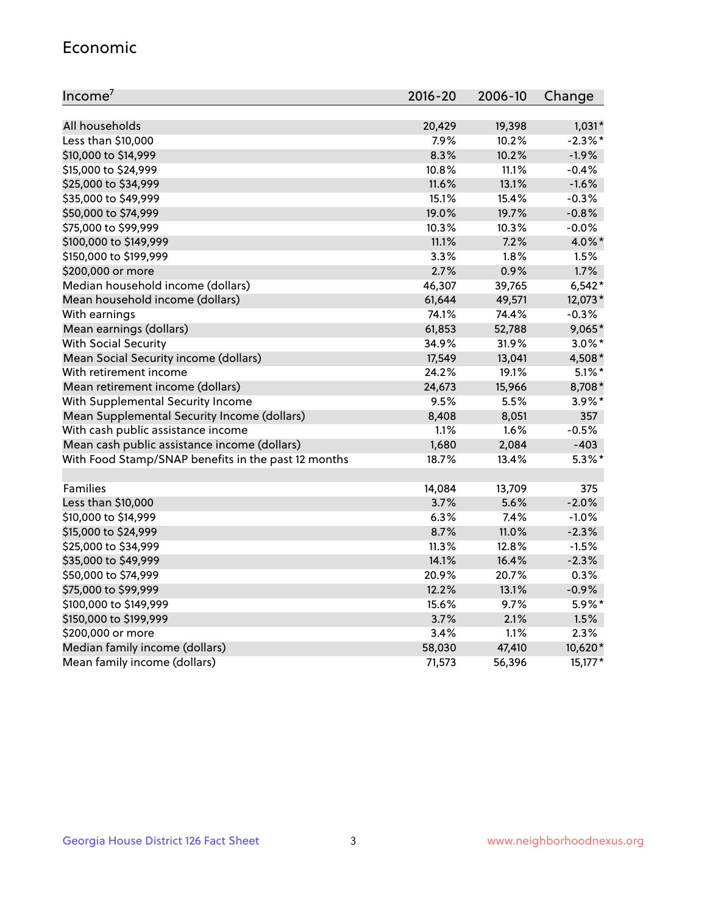## Economic

| Income[7] | 2016-20 | 2006-10 | Change |
|---|---|---|---|
| All households | 20,429 | 19,398 | 1,031* |
| Less than $10,000 | 7.9% | 10.2% | -2.3%* |
| $10,000 to $14,999 | 8.3% | 10.2% | -1.9% |
| $15,000 to $24,999 | 10.8% | 11.1% | -0.4% |
| $25,000 to $34,999 | 11.6% | 13.1% | -1.6% |
| $35,000 to $49,999 | 15.1% | 15.4% | -0.3% |
| $50,000 to $74,999 | 19.0% | 19.7% | -0.8% |
| $75,000 to $99,999 | 10.3% | 10.3% | -0.0% |
| $100,000 to $149,999 | 11.1% | 7.2% | 4.0%* |
| $150,000 to $199,999 | 3.3% | 1.8% | 1.5% |
| $200,000 or more | 2.7% | 0.9% | 1.7% |
| Median household income (dollars) | 46,307 | 39,765 | 6,542* |
| Mean household income (dollars) | 61,644 | 49,571 | 12,073* |
| With earnings | 74.1% | 74.4% | -0.3% |
| Mean earnings (dollars) | 61,853 | 52,788 | 9,065* |
| With Social Security | 34.9% | 31.9% | 3.0%* |
| Mean Social Security income (dollars) | 17,549 | 13,041 | 4,508* |
| With retirement income | 24.2% | 19.1% | 5.1%* |
| Mean retirement income (dollars) | 24,673 | 15,966 | 8,708* |
| With Supplemental Security Income | 9.5% | 5.5% | 3.9%* |
| Mean Supplemental Security Income (dollars) | 8,408 | 8,051 | 357 |
| With cash public assistance income | 1.1% | 1.6% | -0.5% |
| Mean cash public assistance income (dollars) | 1,680 | 2,084 | -403 |
| With Food Stamp/SNAP benefits in the past 12 months | 18.7% | 13.4% | 5.3%* |
| | | | |
| Families | 14,084 | 13,709 | 375 |
| Less than $10,000 | 3.7% | 5.6% | -2.0% |
| $10,000 to $14,999 | 6.3% | 7.4% | -1.0% |
| $15,000 to $24,999 | 8.7% | 11.0% | -2.3% |
| $25,000 to $34,999 | 11.3% | 12.8% | -1.5% |
| $35,000 to $49,999 | 14.1% | 16.4% | -2.3% |
| $50,000 to $74,999 | 20.9% | 20.7% | 0.3% |
| $75,000 to $99,999 | 12.2% | 13.1% | -0.9% |
| $100,000 to $149,999 | 15.6% | 9.7% | 5.9%* |
| $150,000 to $199,999 | 3.7% | 2.1% | 1.5% |
| $200,000 or more | 3.4% | 1.1% | 2.3% |
| Median family income (dollars) | 58,030 | 47,410 | 10,620* |
| Mean family income (dollars) | 71,573 | 56,396 | 15,177* |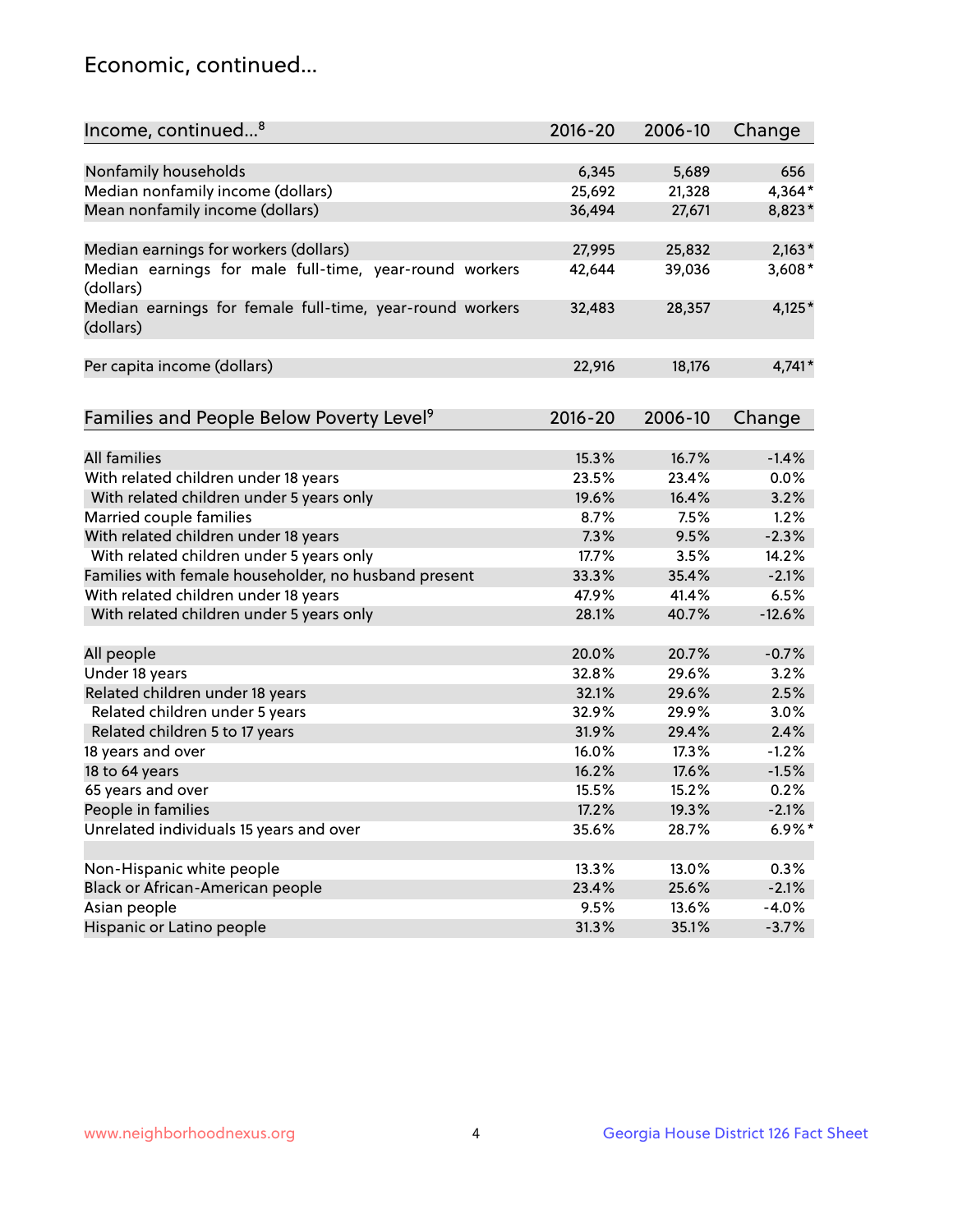## Economic, continued...

| Income, continued...[8] | 2016-20 | 2006-10 | Change |
| --- | --- | --- | --- |
| Nonfamily households | 6,345 | 5,689 | 656 |
| Median nonfamily income (dollars) | 25,692 | 21,328 | 4,364* |
| Mean nonfamily income (dollars) | 36,494 | 27,671 | 8,823* |
| Median earnings for workers (dollars) | 27,995 | 25,832 | 2,163* |
| Median earnings for male full-time, year-round workers (dollars) | 42,644 | 39,036 | 3,608* |
| Median earnings for female full-time, year-round workers (dollars) | 32,483 | 28,357 | 4,125* |
| Per capita income (dollars) | 22,916 | 18,176 | 4,741* |

| Families and People Below Poverty Level[9] | 2016-20 | 2006-10 | Change |
| --- | --- | --- | --- |
| All families | 15.3% | 16.7% | -1.4% |
| With related children under 18 years | 23.5% | 23.4% | 0.0% |
| With related children under 5 years only | 19.6% | 16.4% | 3.2% |
| Married couple families | 8.7% | 7.5% | 1.2% |
| With related children under 18 years | 7.3% | 9.5% | -2.3% |
| With related children under 5 years only | 17.7% | 3.5% | 14.2% |
| Families with female householder, no husband present | 33.3% | 35.4% | -2.1% |
| With related children under 18 years | 47.9% | 41.4% | 6.5% |
| With related children under 5 years only | 28.1% | 40.7% | -12.6% |
| All people | 20.0% | 20.7% | -0.7% |
| Under 18 years | 32.8% | 29.6% | 3.2% |
| Related children under 18 years | 32.1% | 29.6% | 2.5% |
| Related children under 5 years | 32.9% | 29.9% | 3.0% |
| Related children 5 to 17 years | 31.9% | 29.4% | 2.4% |
| 18 years and over | 16.0% | 17.3% | -1.2% |
| 18 to 64 years | 16.2% | 17.6% | -1.5% |
| 65 years and over | 15.5% | 15.2% | 0.2% |
| People in families | 17.2% | 19.3% | -2.1% |
| Unrelated individuals 15 years and over | 35.6% | 28.7% | 6.9%* |
| Non-Hispanic white people | 13.3% | 13.0% | 0.3% |
| Black or African-American people | 23.4% | 25.6% | -2.1% |
| Asian people | 9.5% | 13.6% | -4.0% |
| Hispanic or Latino people | 31.3% | 35.1% | -3.7% |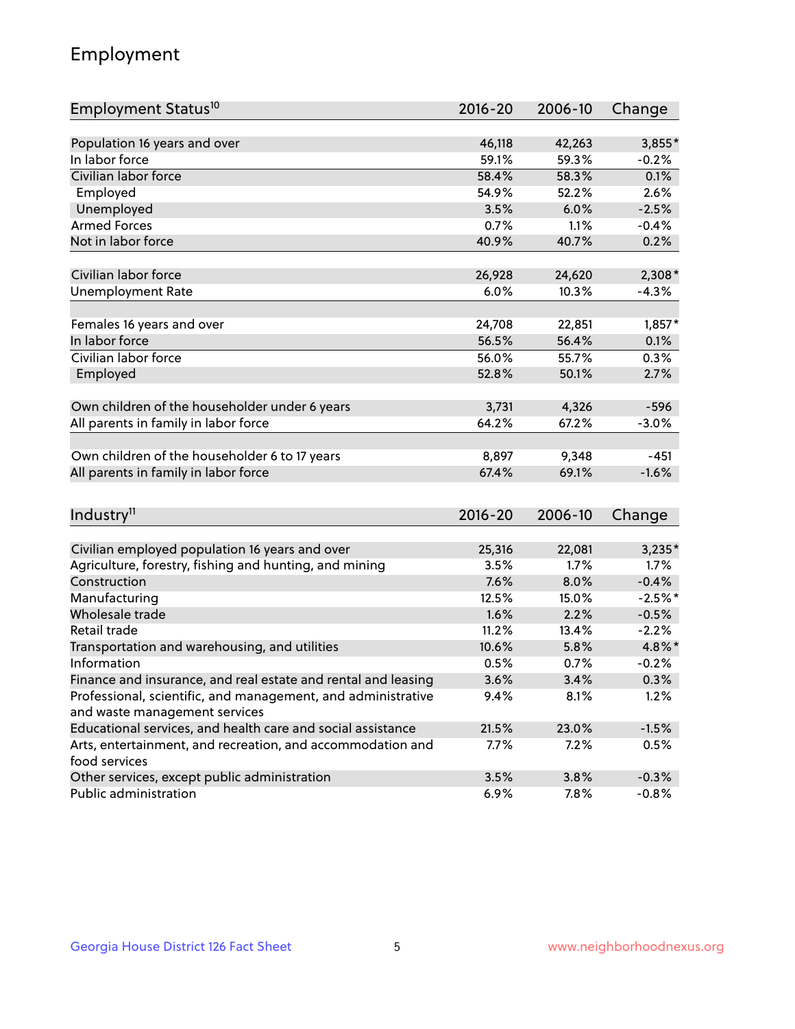## Employment

| Employment Status[10] | 2016-20 | 2006-10 | Change |
|---|---|---|---|
| Population 16 years and over | 46,118 | 42,263 | 3,855* |
| In labor force | 59.1% | 59.3% | -0.2% |
| Civilian labor force | 58.4% | 58.3% | 0.1% |
| Employed | 54.9% | 52.2% | 2.6% |
| Unemployed | 3.5% | 6.0% | -2.5% |
| Armed Forces | 0.7% | 1.1% | -0.4% |
| Not in labor force | 40.9% | 40.7% | 0.2% |
| | | | |
| Civilian labor force | 26,928 | 24,620 | 2,308* |
| Unemployment Rate | 6.0% | 10.3% | -4.3% |
| | | | |
| Females 16 years and over | 24,708 | 22,851 | 1,857* |
| In labor force | 56.5% | 56.4% | 0.1% |
| Civilian labor force | 56.0% | 55.7% | 0.3% |
| Employed | 52.8% | 50.1% | 2.7% |
| | | | |
| Own children of the householder under 6 years | 3,731 | 4,326 | -596 |
| All parents in family in labor force | 64.2% | 67.2% | -3.0% |
| | | | |
| Own children of the householder 6 to 17 years | 8,897 | 9,348 | -451 |
| All parents in family in labor force | 67.4% | 69.1% | -1.6% |

| Industry[11] | 2016-20 | 2006-10 | Change |
|---|---|---|---|
| Civilian employed population 16 years and over | 25,316 | 22,081 | 3,235* |
| Agriculture, forestry, fishing and hunting, and mining | 3.5% | 1.7% | 1.7% |
| Construction | 7.6% | 8.0% | -0.4% |
| Manufacturing | 12.5% | 15.0% | -2.5%* |
| Wholesale trade | 1.6% | 2.2% | -0.5% |
| Retail trade | 11.2% | 13.4% | -2.2% |
| Transportation and warehousing, and utilities | 10.6% | 5.8% | 4.8%* |
| Information | 0.5% | 0.7% | -0.2% |
| Finance and insurance, and real estate and rental and leasing | 3.6% | 3.4% | 0.3% |
| Professional, scientific, and management, and administrative and waste management services | 9.4% | 8.1% | 1.2% |
| Educational services, and health care and social assistance | 21.5% | 23.0% | -1.5% |
| Arts, entertainment, and recreation, and accommodation and food services | 7.7% | 7.2% | 0.5% |
| Other services, except public administration | 3.5% | 3.8% | -0.3% |
| Public administration | 6.9% | 7.8% | -0.8% |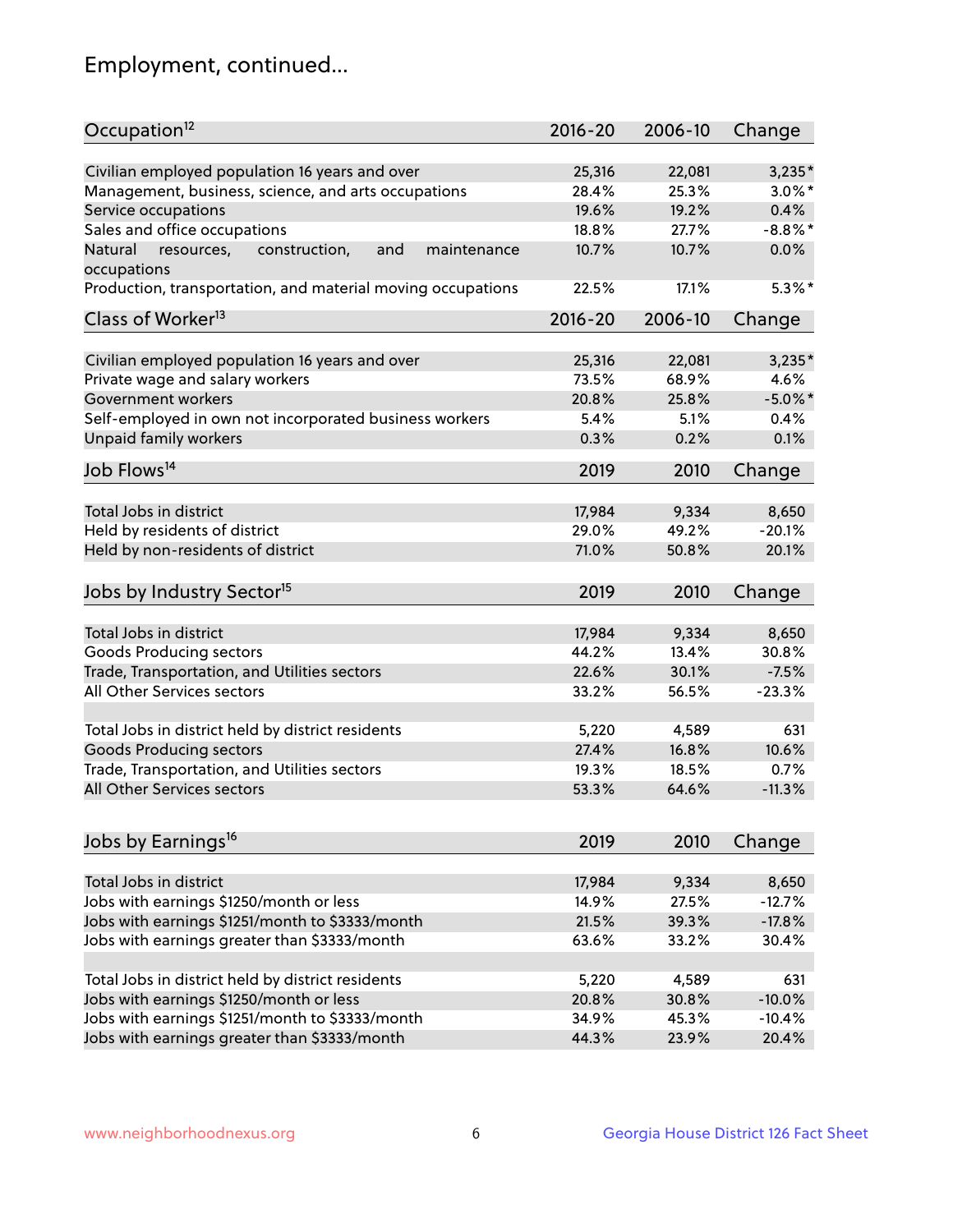# Employment, continued...

| Occupation[12] | 2016-20 | 2006-10 | Change |
|---|---|---|---|
| Civilian employed population 16 years and over | 25,316 | 22,081 | 3,235* |
| Management, business, science, and arts occupations | 28.4% | 25.3% | 3.0%* |
| Service occupations | 19.6% | 19.2% | 0.4% |
| Sales and office occupations | 18.8% | 27.7% | -8.8%* |
| Natural resources, construction, and maintenance occupations | 10.7% | 10.7% | 0.0% |
| Production, transportation, and material moving occupations | 22.5% | 17.1% | 5.3%* |

| Class of Worker[13] | 2016-20 | 2006-10 | Change |
|---|---|---|---|
| Civilian employed population 16 years and over | 25,316 | 22,081 | 3,235* |
| Private wage and salary workers | 73.5% | 68.9% | 4.6% |
| Government workers | 20.8% | 25.8% | -5.0%* |
| Self-employed in own not incorporated business workers | 5.4% | 5.1% | 0.4% |
| Unpaid family workers | 0.3% | 0.2% | 0.1% |

| Job Flows[14] | 2019 | 2010 | Change |
|---|---|---|---|
| Total Jobs in district | 17,984 | 9,334 | 8,650 |
| Held by residents of district | 29.0% | 49.2% | -20.1% |
| Held by non-residents of district | 71.0% | 50.8% | 20.1% |

| Jobs by Industry Sector[15] | 2019 | 2010 | Change |
|---|---|---|---|
| Total Jobs in district | 17,984 | 9,334 | 8,650 |
| Goods Producing sectors | 44.2% | 13.4% | 30.8% |
| Trade, Transportation, and Utilities sectors | 22.6% | 30.1% | -7.5% |
| All Other Services sectors | 33.2% | 56.5% | -23.3% |
| | | | |
| Total Jobs in district held by district residents | 5,220 | 4,589 | 631 |
| Goods Producing sectors | 27.4% | 16.8% | 10.6% |
| Trade, Transportation, and Utilities sectors | 19.3% | 18.5% | 0.7% |
| All Other Services sectors | 53.3% | 64.6% | -11.3% |

| Jobs by Earnings[16] | 2019 | 2010 | Change |
|---|---|---|---|
| Total Jobs in district | 17,984 | 9,334 | 8,650 |
| Jobs with earnings $1250/month or less | 14.9% | 27.5% | -12.7% |
| Jobs with earnings $1251/month to $3333/month | 21.5% | 39.3% | -17.8% |
| Jobs with earnings greater than $3333/month | 63.6% | 33.2% | 30.4% |
| | | | |
| Total Jobs in district held by district residents | 5,220 | 4,589 | 631 |
| Jobs with earnings $1250/month or less | 20.8% | 30.8% | -10.0% |
| Jobs with earnings $1251/month to $3333/month | 34.9% | 45.3% | -10.4% |
| Jobs with earnings greater than $3333/month | 44.3% | 23.9% | 20.4% |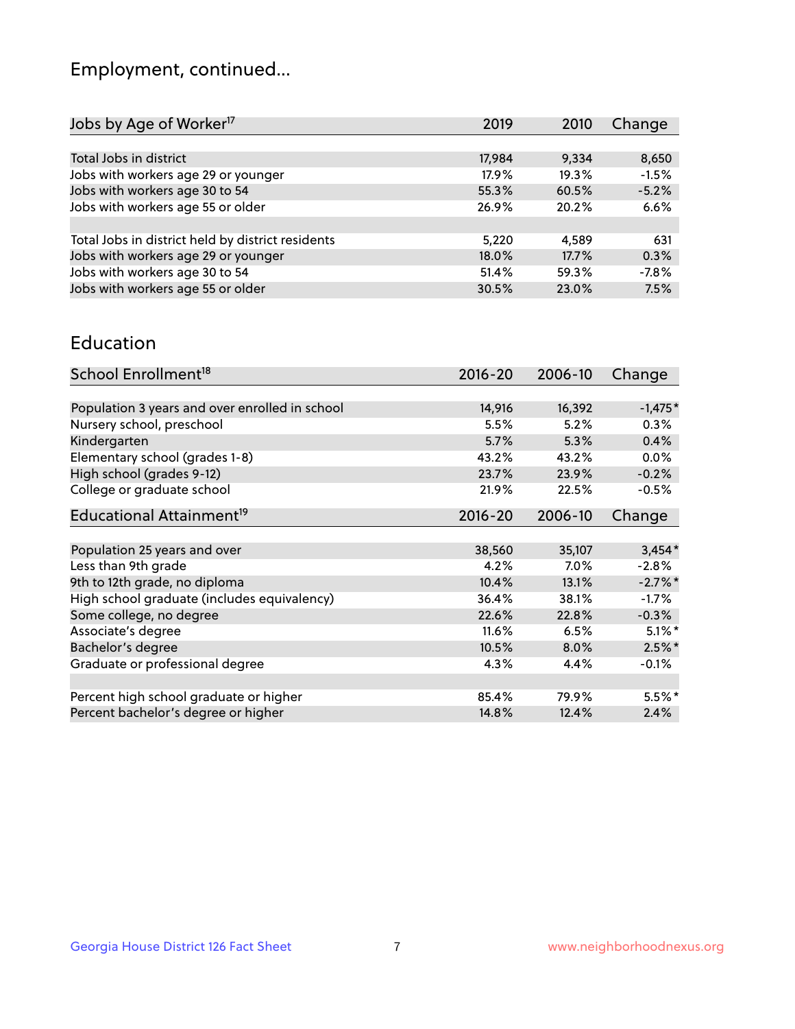## Employment, continued...

| Jobs by Age of Worker[17] | 2019 | 2010 | Change |
|---|---|---|---|
| Total Jobs in district | 17,984 | 9,334 | 8,650 |
| Jobs with workers age 29 or younger | 17.9% | 19.3% | -1.5% |
| Jobs with workers age 30 to 54 | 55.3% | 60.5% | -5.2% |
| Jobs with workers age 55 or older | 26.9% | 20.2% | 6.6% |
| | | | |
| Total Jobs in district held by district residents | 5,220 | 4,589 | 631 |
| Jobs with workers age 29 or younger | 18.0% | 17.7% | 0.3% |
| Jobs with workers age 30 to 54 | 51.4% | 59.3% | -7.8% |
| Jobs with workers age 55 or older | 30.5% | 23.0% | 7.5% |

## Education

| School Enrollment[18] | 2016-20 | 2006-10 | Change |
|---|---|---|---|
| Population 3 years and over enrolled in school | 14,916 | 16,392 | -1,475* |
| Nursery school, preschool | 5.5% | 5.2% | 0.3% |
| Kindergarten | 5.7% | 5.3% | 0.4% |
| Elementary school (grades 1-8) | 43.2% | 43.2% | 0.0% |
| High school (grades 9-12) | 23.7% | 23.9% | -0.2% |
| College or graduate school | 21.9% | 22.5% | -0.5% |

| Educational Attainment[19] | 2016-20 | 2006-10 | Change |
|---|---|---|---|
| Population 25 years and over | 38,560 | 35,107 | 3,454* |
| Less than 9th grade | 4.2% | 7.0% | -2.8% |
| 9th to 12th grade, no diploma | 10.4% | 13.1% | -2.7%* |
| High school graduate (includes equivalency) | 36.4% | 38.1% | -1.7% |
| Some college, no degree | 22.6% | 22.8% | -0.3% |
| Associate's degree | 11.6% | 6.5% | 5.1%* |
| Bachelor's degree | 10.5% | 8.0% | 2.5%* |
| Graduate or professional degree | 4.3% | 4.4% | -0.1% |
| | | | |
| Percent high school graduate or higher | 85.4% | 79.9% | 5.5%* |
| Percent bachelor's degree or higher | 14.8% | 12.4% | 2.4% |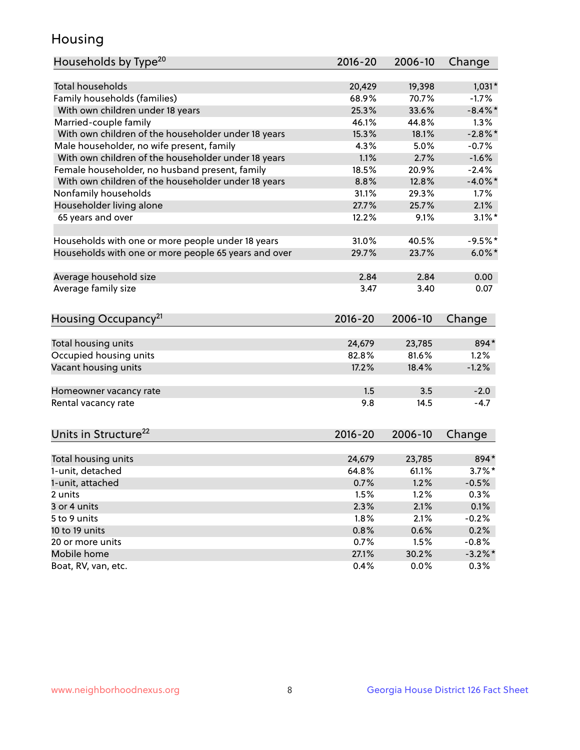## Housing

| Households by Type[20] | 2016-20 | 2006-10 | Change |
|---|---|---|---|
| Total households | 20,429 | 19,398 | 1,031* |
| Family households (families) | 68.9% | 70.7% | -1.7% |
| With own children under 18 years | 25.3% | 33.6% | -8.4%* |
| Married-couple family | 46.1% | 44.8% | 1.3% |
| With own children of the householder under 18 years | 15.3% | 18.1% | -2.8%* |
| Male householder, no wife present, family | 4.3% | 5.0% | -0.7% |
| With own children of the householder under 18 years | 1.1% | 2.7% | -1.6% |
| Female householder, no husband present, family | 18.5% | 20.9% | -2.4% |
| With own children of the householder under 18 years | 8.8% | 12.8% | -4.0%* |
| Nonfamily households | 31.1% | 29.3% | 1.7% |
| Householder living alone | 27.7% | 25.7% | 2.1% |
| 65 years and over | 12.2% | 9.1% | 3.1%* |
| | | | |
| Households with one or more people under 18 years | 31.0% | 40.5% | -9.5%* |
| Households with one or more people 65 years and over | 29.7% | 23.7% | 6.0%* |
| | | | |
| Average household size | 2.84 | 2.84 | 0.00 |
| Average family size | 3.47 | 3.40 | 0.07 |

| Housing Occupancy[21] | 2016-20 | 2006-10 | Change |
|---|---|---|---|
| Total housing units | 24,679 | 23,785 | 894* |
| Occupied housing units | 82.8% | 81.6% | 1.2% |
| Vacant housing units | 17.2% | 18.4% | -1.2% |
| | | | |
| Homeowner vacancy rate | 1.5 | 3.5 | -2.0 |
| Rental vacancy rate | 9.8 | 14.5 | -4.7 |

| Units in Structure[22] | 2016-20 | 2006-10 | Change |
|---|---|---|---|
| Total housing units | 24,679 | 23,785 | 894* |
| 1-unit, detached | 64.8% | 61.1% | 3.7%* |
| 1-unit, attached | 0.7% | 1.2% | -0.5% |
| 2 units | 1.5% | 1.2% | 0.3% |
| 3 or 4 units | 2.3% | 2.1% | 0.1% |
| 5 to 9 units | 1.8% | 2.1% | -0.2% |
| 10 to 19 units | 0.8% | 0.6% | 0.2% |
| 20 or more units | 0.7% | 1.5% | -0.8% |
| Mobile home | 27.1% | 30.2% | -3.2%* |
| Boat, RV, van, etc. | 0.4% | 0.0% | 0.3% |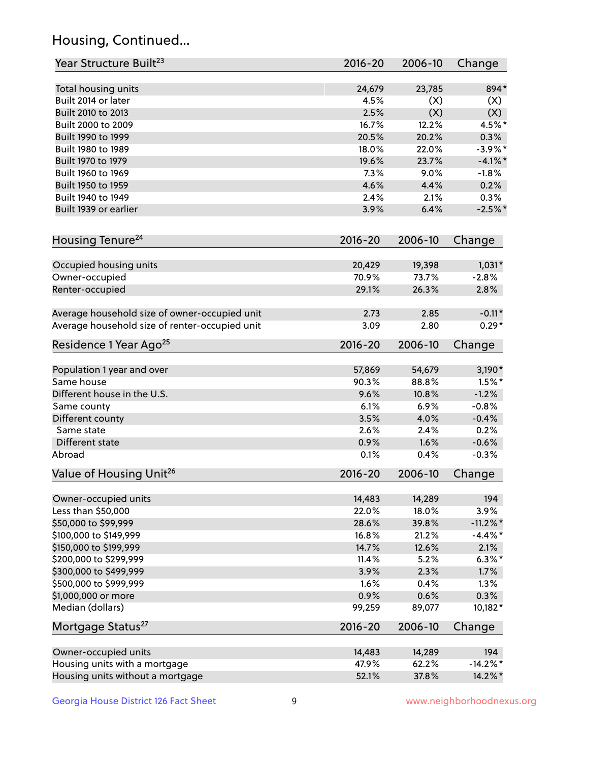## Housing, Continued...

| Year Structure Built[23] | 2016-20 | 2006-10 | Change |
|---|---|---|---|
| Total housing units | 24,679 | 23,785 | 894* |
| Built 2014 or later | 4.5% | (X) | (X) |
| Built 2010 to 2013 | 2.5% | (X) | (X) |
| Built 2000 to 2009 | 16.7% | 12.2% | 4.5%* |
| Built 1990 to 1999 | 20.5% | 20.2% | 0.3% |
| Built 1980 to 1989 | 18.0% | 22.0% | -3.9%* |
| Built 1970 to 1979 | 19.6% | 23.7% | -4.1%* |
| Built 1960 to 1969 | 7.3% | 9.0% | -1.8% |
| Built 1950 to 1959 | 4.6% | 4.4% | 0.2% |
| Built 1940 to 1949 | 2.4% | 2.1% | 0.3% |
| Built 1939 or earlier | 3.9% | 6.4% | -2.5%* |

| Housing Tenure[24] | 2016-20 | 2006-10 | Change |
|---|---|---|---|
| Occupied housing units | 20,429 | 19,398 | 1,031* |
| Owner-occupied | 70.9% | 73.7% | -2.8% |
| Renter-occupied | 29.1% | 26.3% | 2.8% |
| Average household size of owner-occupied unit | 2.73 | 2.85 | -0.11* |
| Average household size of renter-occupied unit | 3.09 | 2.80 | 0.29* |

| Residence 1 Year Ago[25] | 2016-20 | 2006-10 | Change |
|---|---|---|---|
| Population 1 year and over | 57,869 | 54,679 | 3,190* |
| Same house | 90.3% | 88.8% | 1.5%* |
| Different house in the U.S. | 9.6% | 10.8% | -1.2% |
| Same county | 6.1% | 6.9% | -0.8% |
| Different county | 3.5% | 4.0% | -0.4% |
| Same state | 2.6% | 2.4% | 0.2% |
| Different state | 0.9% | 1.6% | -0.6% |
| Abroad | 0.1% | 0.4% | -0.3% |

| Value of Housing Unit[26] | 2016-20 | 2006-10 | Change |
|---|---|---|---|
| Owner-occupied units | 14,483 | 14,289 | 194 |
| Less than $50,000 | 22.0% | 18.0% | 3.9% |
| $50,000 to $99,999 | 28.6% | 39.8% | -11.2%* |
| $100,000 to $149,999 | 16.8% | 21.2% | -4.4%* |
| $150,000 to $199,999 | 14.7% | 12.6% | 2.1% |
| $200,000 to $299,999 | 11.4% | 5.2% | 6.3%* |
| $300,000 to $499,999 | 3.9% | 2.3% | 1.7% |
| $500,000 to $999,999 | 1.6% | 0.4% | 1.3% |
| $1,000,000 or more | 0.9% | 0.6% | 0.3% |
| Median (dollars) | 99,259 | 89,077 | 10,182* |

| Mortgage Status[27] | 2016-20 | 2006-10 | Change |
|---|---|---|---|
| Owner-occupied units | 14,483 | 14,289 | 194 |
| Housing units with a mortgage | 47.9% | 62.2% | -14.2%* |
| Housing units without a mortgage | 52.1% | 37.8% | 14.2%* |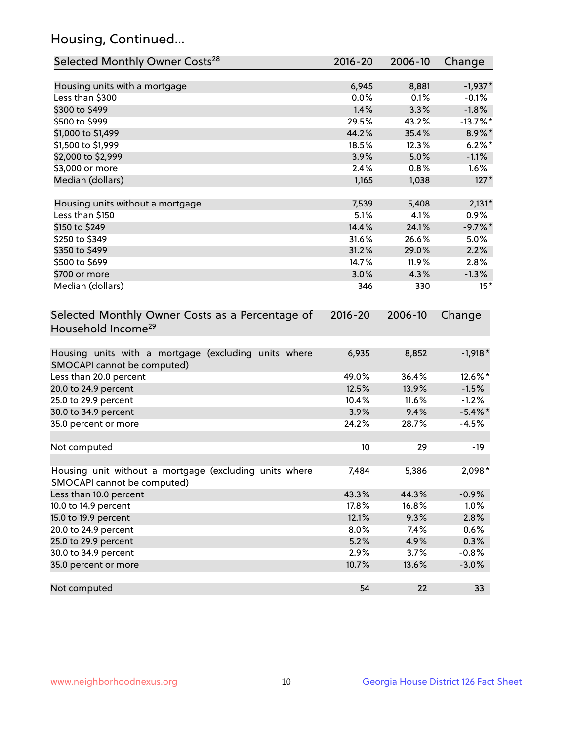## Housing, Continued...

| Selected Monthly Owner Costs[28] | 2016-20 | 2006-10 | Change |
|---|---|---|---|
| Housing units with a mortgage | 6,945 | 8,881 | -1,937* |
| Less than $300 | 0.0% | 0.1% | -0.1% |
| $300 to $499 | 1.4% | 3.3% | -1.8% |
| $500 to $999 | 29.5% | 43.2% | -13.7%* |
| $1,000 to $1,499 | 44.2% | 35.4% | 8.9%* |
| $1,500 to $1,999 | 18.5% | 12.3% | 6.2%* |
| $2,000 to $2,999 | 3.9% | 5.0% | -1.1% |
| $3,000 or more | 2.4% | 0.8% | 1.6% |
| Median (dollars) | 1,165 | 1,038 | 127* |
| | | | |
| Housing units without a mortgage | 7,539 | 5,408 | 2,131* |
| Less than $150 | 5.1% | 4.1% | 0.9% |
| $150 to $249 | 14.4% | 24.1% | -9.7%* |
| $250 to $349 | 31.6% | 26.6% | 5.0% |
| $350 to $499 | 31.2% | 29.0% | 2.2% |
| $500 to $699 | 14.7% | 11.9% | 2.8% |
| $700 or more | 3.0% | 4.3% | -1.3% |
| Median (dollars) | 346 | 330 | 15* |

| Selected Monthly Owner Costs as a Percentage of Household Income[29] | 2016-20 | 2006-10 | Change |
|---|---|---|---|
| Housing units with a mortgage (excluding units where SMOCAPI cannot be computed) | 6,935 | 8,852 | -1,918* |
| Less than 20.0 percent | 49.0% | 36.4% | 12.6%* |
| 20.0 to 24.9 percent | 12.5% | 13.9% | -1.5% |
| 25.0 to 29.9 percent | 10.4% | 11.6% | -1.2% |
| 30.0 to 34.9 percent | 3.9% | 9.4% | -5.4%* |
| 35.0 percent or more | 24.2% | 28.7% | -4.5% |
| | | | |
| Not computed | 10 | 29 | -19 |
| | | | |
| Housing unit without a mortgage (excluding units where SMOCAPI cannot be computed) | 7,484 | 5,386 | 2,098* |
| Less than 10.0 percent | 43.3% | 44.3% | -0.9% |
| 10.0 to 14.9 percent | 17.8% | 16.8% | 1.0% |
| 15.0 to 19.9 percent | 12.1% | 9.3% | 2.8% |
| 20.0 to 24.9 percent | 8.0% | 7.4% | 0.6% |
| 25.0 to 29.9 percent | 5.2% | 4.9% | 0.3% |
| 30.0 to 34.9 percent | 2.9% | 3.7% | -0.8% |
| 35.0 percent or more | 10.7% | 13.6% | -3.0% |
| | | | |
| Not computed | 54 | 22 | 33 |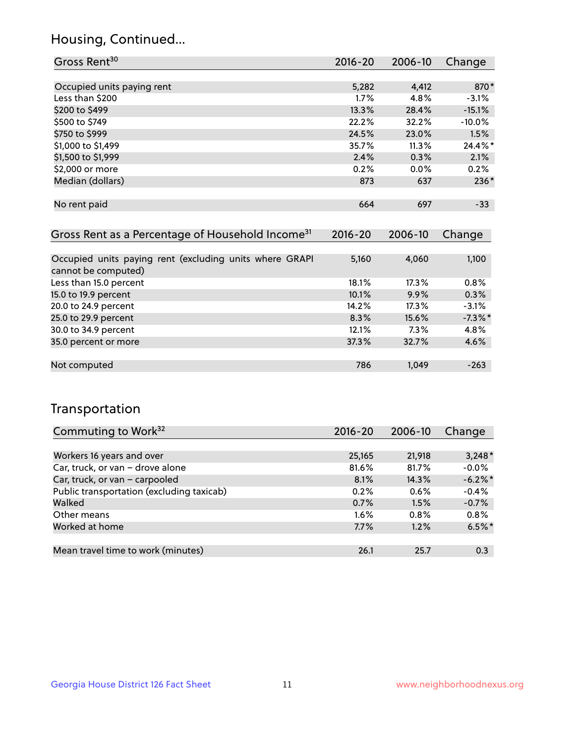## Housing, Continued...

| Gross Rent[30] | 2016-20 | 2006-10 | Change |
|---|---|---|---|
| Occupied units paying rent | 5,282 | 4,412 | 870* |
| Less than $200 | 1.7% | 4.8% | -3.1% |
| $200 to $499 | 13.3% | 28.4% | -15.1% |
| $500 to $749 | 22.2% | 32.2% | -10.0% |
| $750 to $999 | 24.5% | 23.0% | 1.5% |
| $1,000 to $1,499 | 35.7% | 11.3% | 24.4%* |
| $1,500 to $1,999 | 2.4% | 0.3% | 2.1% |
| $2,000 or more | 0.2% | 0.0% | 0.2% |
| Median (dollars) | 873 | 637 | 236* |
| No rent paid | 664 | 697 | -33 |

| Gross Rent as a Percentage of Household Income[31] | 2016-20 | 2006-10 | Change |
|---|---|---|---|
| Occupied units paying rent (excluding units where GRAPI cannot be computed) | 5,160 | 4,060 | 1,100 |
| Less than 15.0 percent | 18.1% | 17.3% | 0.8% |
| 15.0 to 19.9 percent | 10.1% | 9.9% | 0.3% |
| 20.0 to 24.9 percent | 14.2% | 17.3% | -3.1% |
| 25.0 to 29.9 percent | 8.3% | 15.6% | -7.3%* |
| 30.0 to 34.9 percent | 12.1% | 7.3% | 4.8% |
| 35.0 percent or more | 37.3% | 32.7% | 4.6% |
| Not computed | 786 | 1,049 | -263 |

## Transportation

| Commuting to Work[32] | 2016-20 | 2006-10 | Change |
|---|---|---|---|
| Workers 16 years and over | 25,165 | 21,918 | 3,248* |
| Car, truck, or van – drove alone | 81.6% | 81.7% | -0.0% |
| Car, truck, or van – carpooled | 8.1% | 14.3% | -6.2%* |
| Public transportation (excluding taxicab) | 0.2% | 0.6% | -0.4% |
| Walked | 0.7% | 1.5% | -0.7% |
| Other means | 1.6% | 0.8% | 0.8% |
| Worked at home | 7.7% | 1.2% | 6.5%* |
| Mean travel time to work (minutes) | 26.1 | 25.7 | 0.3 |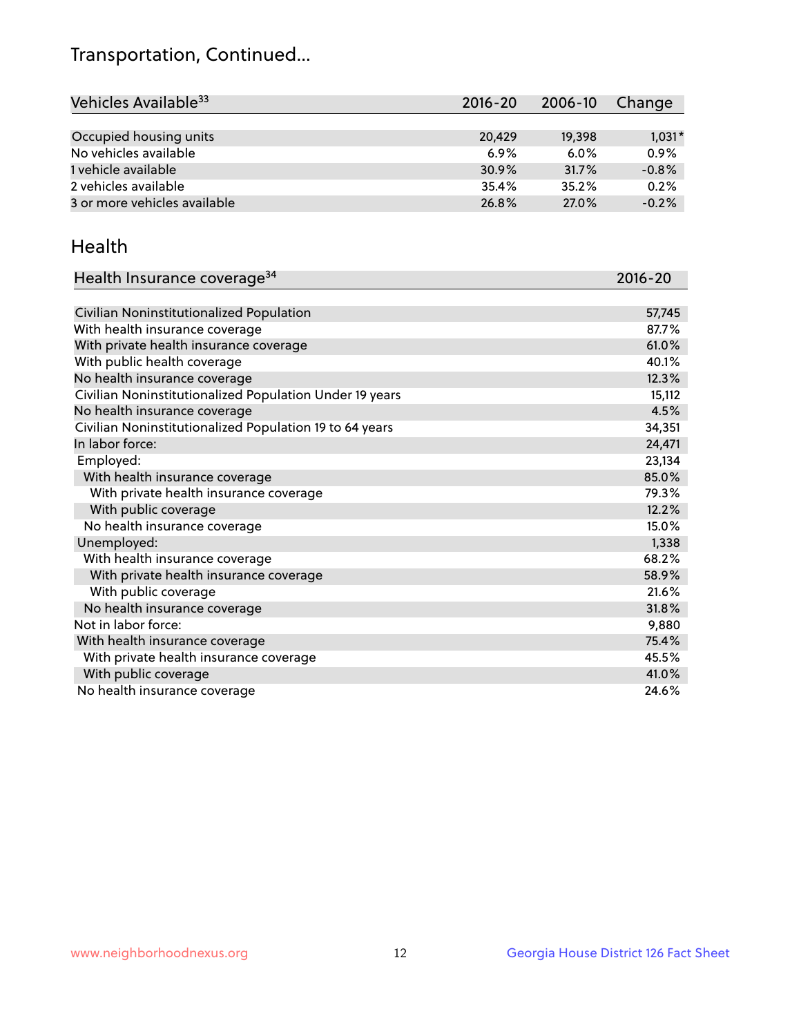# Transportation, Continued...

| Vehicles Available[33] | 2016-20 | 2006-10 | Change |
|---|---|---|---|
| Occupied housing units | 20,429 | 19,398 | 1,031* |
| No vehicles available | 6.9% | 6.0% | 0.9% |
| 1 vehicle available | 30.9% | 31.7% | -0.8% |
| 2 vehicles available | 35.4% | 35.2% | 0.2% |
| 3 or more vehicles available | 26.8% | 27.0% | -0.2% |

## Health

| Health Insurance coverage[34] | 2016-20 |
|---|---|
| Civilian Noninstitutionalized Population | 57,745 |
| With health insurance coverage | 87.7% |
| With private health insurance coverage | 61.0% |
| With public health coverage | 40.1% |
| No health insurance coverage | 12.3% |
| Civilian Noninstitutionalized Population Under 19 years | 15,112 |
| No health insurance coverage | 4.5% |
| Civilian Noninstitutionalized Population 19 to 64 years | 34,351 |
| In labor force: | 24,471 |
| Employed: | 23,134 |
| With health insurance coverage | 85.0% |
| With private health insurance coverage | 79.3% |
| With public coverage | 12.2% |
| No health insurance coverage | 15.0% |
| Unemployed: | 1,338 |
| With health insurance coverage | 68.2% |
| With private health insurance coverage | 58.9% |
| With public coverage | 21.6% |
| No health insurance coverage | 31.8% |
| Not in labor force: | 9,880 |
| With health insurance coverage | 75.4% |
| With private health insurance coverage | 45.5% |
| With public coverage | 41.0% |
| No health insurance coverage | 24.6% |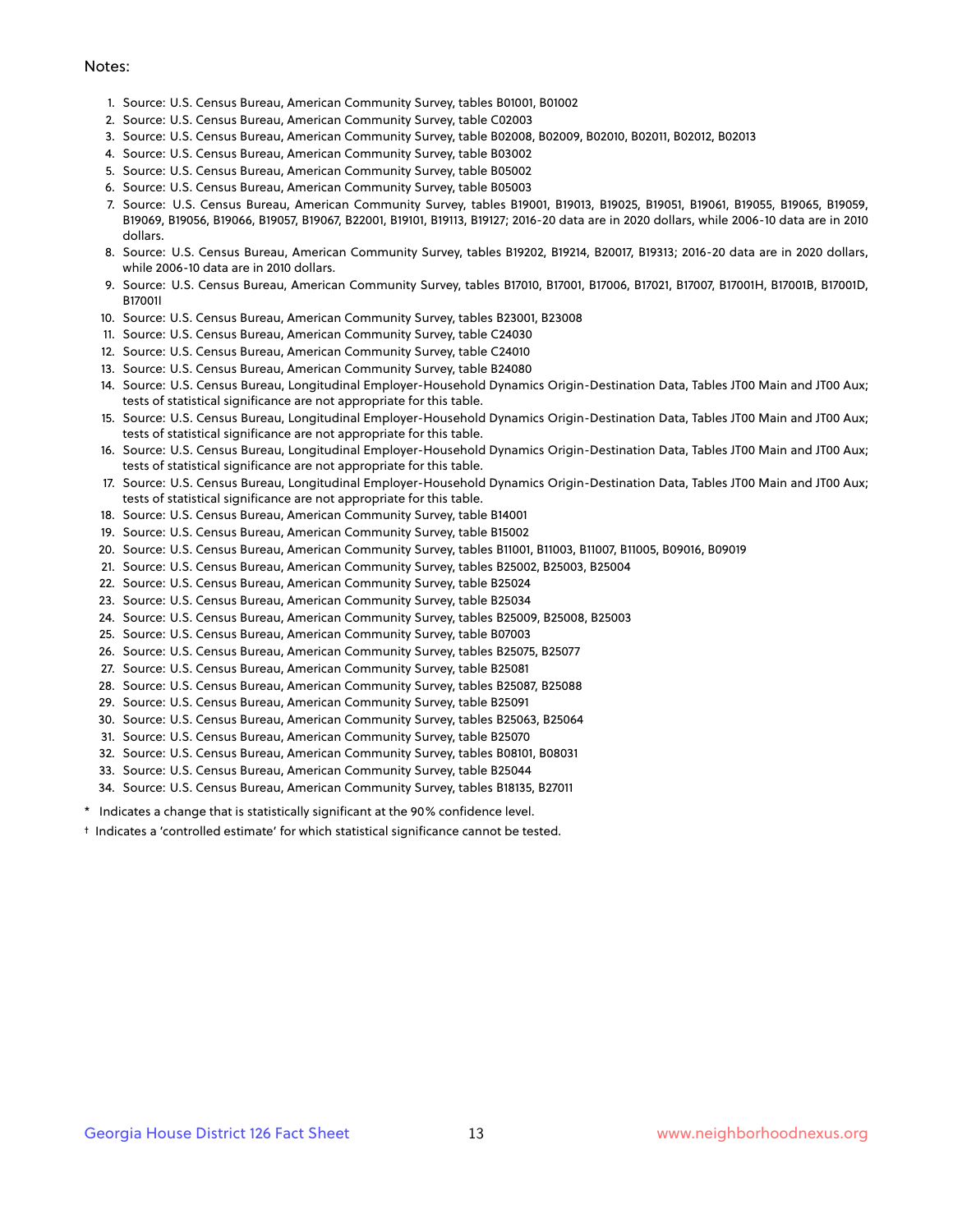Notes:

1. Source: U.S. Census Bureau, American Community Survey, tables B01001, B01002
2. Source: U.S. Census Bureau, American Community Survey, table C02003
3. Source: U.S. Census Bureau, American Community Survey, table B02008, B02009, B02010, B02011, B02012, B02013
4. Source: U.S. Census Bureau, American Community Survey, table B03002
5. Source: U.S. Census Bureau, American Community Survey, table B05002
6. Source: U.S. Census Bureau, American Community Survey, table B05003
7. Source: U.S. Census Bureau, American Community Survey, tables B19001, B19013, B19025, B19051, B19061, B19055, B19065, B19059, B19069, B19056, B19066, B19057, B19067, B22001, B19101, B19113, B19127; 2016-20 data are in 2020 dollars, while 2006-10 data are in 2010 dollars.
8. Source: U.S. Census Bureau, American Community Survey, tables B19202, B19214, B20017, B19313; 2016-20 data are in 2020 dollars, while 2006-10 data are in 2010 dollars.
9. Source: U.S. Census Bureau, American Community Survey, tables B17010, B17001, B17006, B17021, B17007, B17001H, B17001B, B17001D, B17001I
10. Source: U.S. Census Bureau, American Community Survey, tables B23001, B23008
11. Source: U.S. Census Bureau, American Community Survey, table C24030
12. Source: U.S. Census Bureau, American Community Survey, table C24010
13. Source: U.S. Census Bureau, American Community Survey, table B24080
14. Source: U.S. Census Bureau, Longitudinal Employer-Household Dynamics Origin-Destination Data, Tables JT00 Main and JT00 Aux; tests of statistical significance are not appropriate for this table.
15. Source: U.S. Census Bureau, Longitudinal Employer-Household Dynamics Origin-Destination Data, Tables JT00 Main and JT00 Aux; tests of statistical significance are not appropriate for this table.
16. Source: U.S. Census Bureau, Longitudinal Employer-Household Dynamics Origin-Destination Data, Tables JT00 Main and JT00 Aux; tests of statistical significance are not appropriate for this table.
17. Source: U.S. Census Bureau, Longitudinal Employer-Household Dynamics Origin-Destination Data, Tables JT00 Main and JT00 Aux; tests of statistical significance are not appropriate for this table.
18. Source: U.S. Census Bureau, American Community Survey, table B14001
19. Source: U.S. Census Bureau, American Community Survey, table B15002
20. Source: U.S. Census Bureau, American Community Survey, tables B11001, B11003, B11007, B11005, B09016, B09019
21. Source: U.S. Census Bureau, American Community Survey, tables B25002, B25003, B25004
22. Source: U.S. Census Bureau, American Community Survey, table B25024
23. Source: U.S. Census Bureau, American Community Survey, table B25034
24. Source: U.S. Census Bureau, American Community Survey, tables B25009, B25008, B25003
25. Source: U.S. Census Bureau, American Community Survey, table B07003
26. Source: U.S. Census Bureau, American Community Survey, tables B25075, B25077
27. Source: U.S. Census Bureau, American Community Survey, table B25081
28. Source: U.S. Census Bureau, American Community Survey, tables B25087, B25088
29. Source: U.S. Census Bureau, American Community Survey, table B25091
30. Source: U.S. Census Bureau, American Community Survey, tables B25063, B25064
31. Source: U.S. Census Bureau, American Community Survey, table B25070
32. Source: U.S. Census Bureau, American Community Survey, tables B08101, B08031
33. Source: U.S. Census Bureau, American Community Survey, table B25044
34. Source: U.S. Census Bureau, American Community Survey, tables B18135, B27011

\* Indicates a change that is statistically significant at the 90% confidence level.

† Indicates a 'controlled estimate' for which statistical significance cannot be tested.